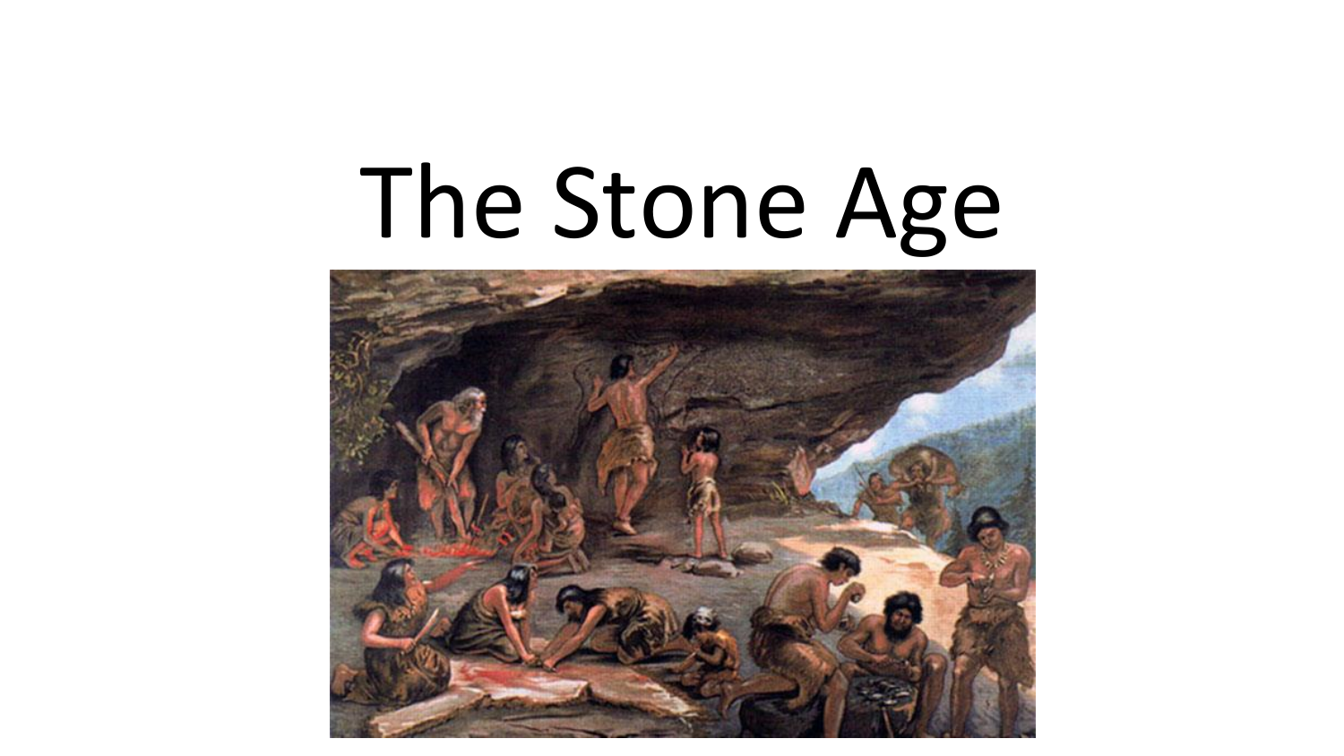# The Stone Age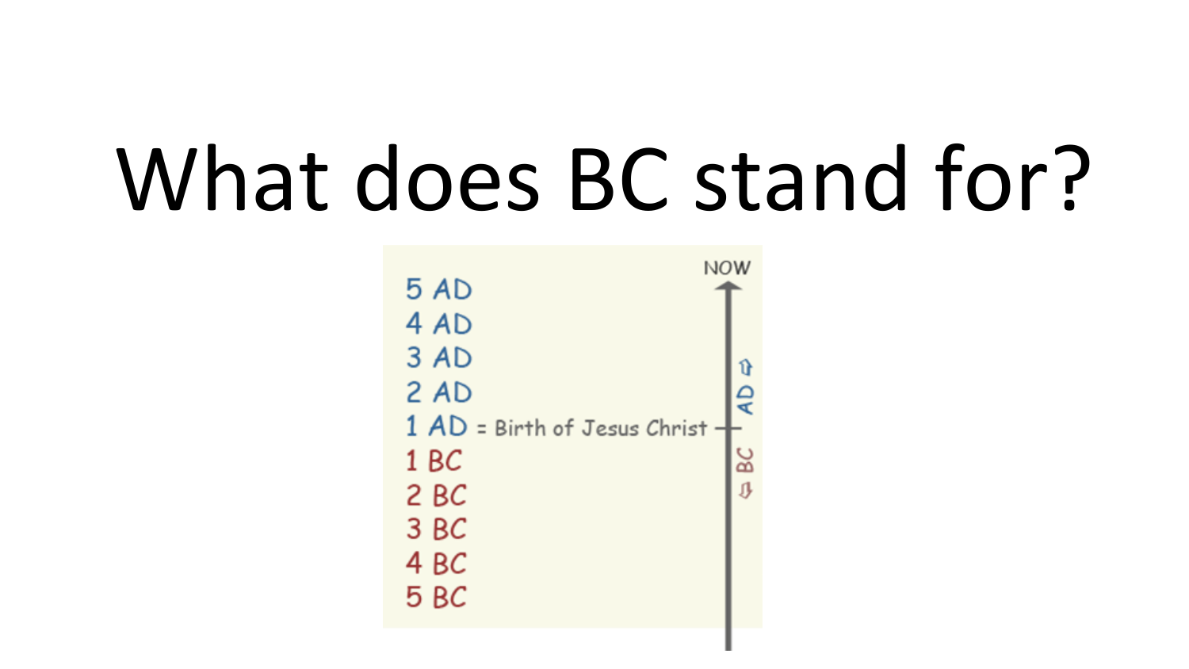# What does BC stand for?

5 AD
4 AD
3 AD
2 AD
1 AD = Birth of Jesus Christ
1 BC
2 BC
3 BC
4 BC
5 BC

NOW

AD ⇧

⇩ BC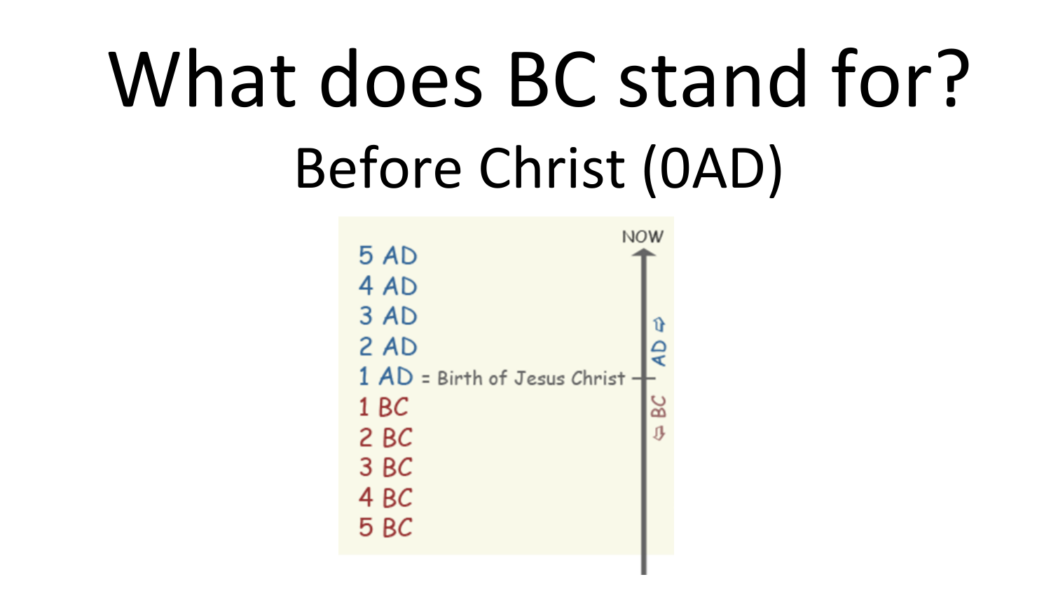# What does BC stand for?

Before Christ (0AD)

NOW

5 AD
4 AD
3 AD
2 AD
1 AD = Birth of Jesus Christ
1 BC
2 BC
3 BC
4 BC
5 BC

AD ⇧
BC ⇩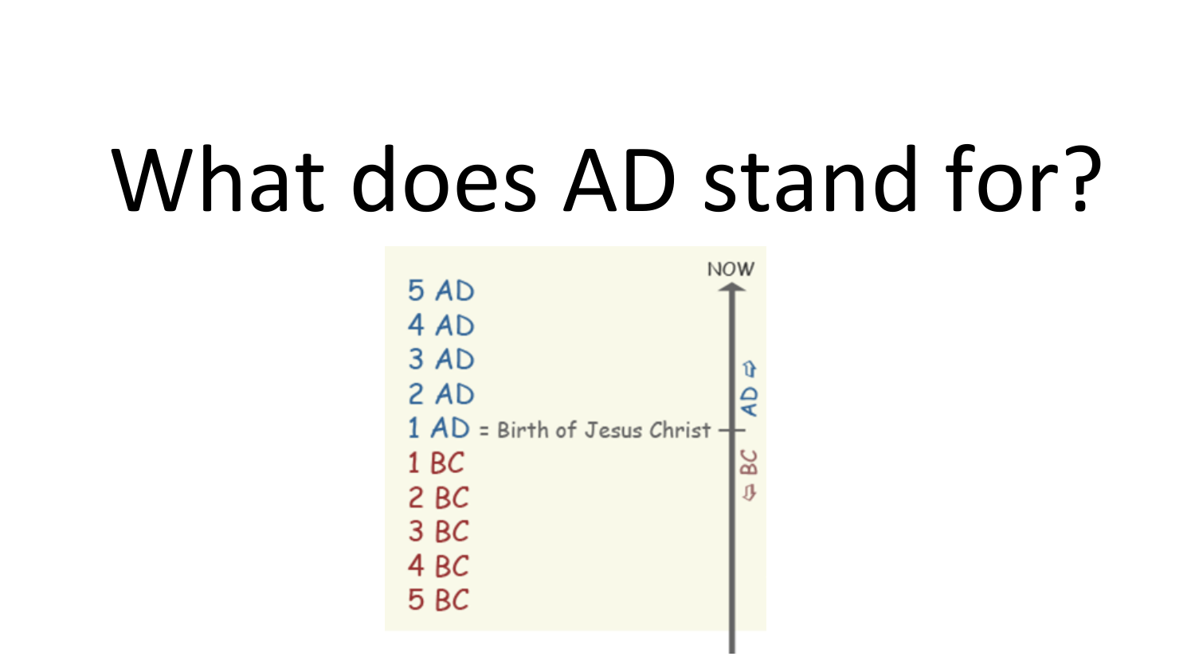# What does AD stand for?

5 AD
4 AD
3 AD
2 AD
1 AD = Birth of Jesus Christ
1 BC
2 BC
3 BC
4 BC
5 BC

NOW

AD ⇧

⇩ BC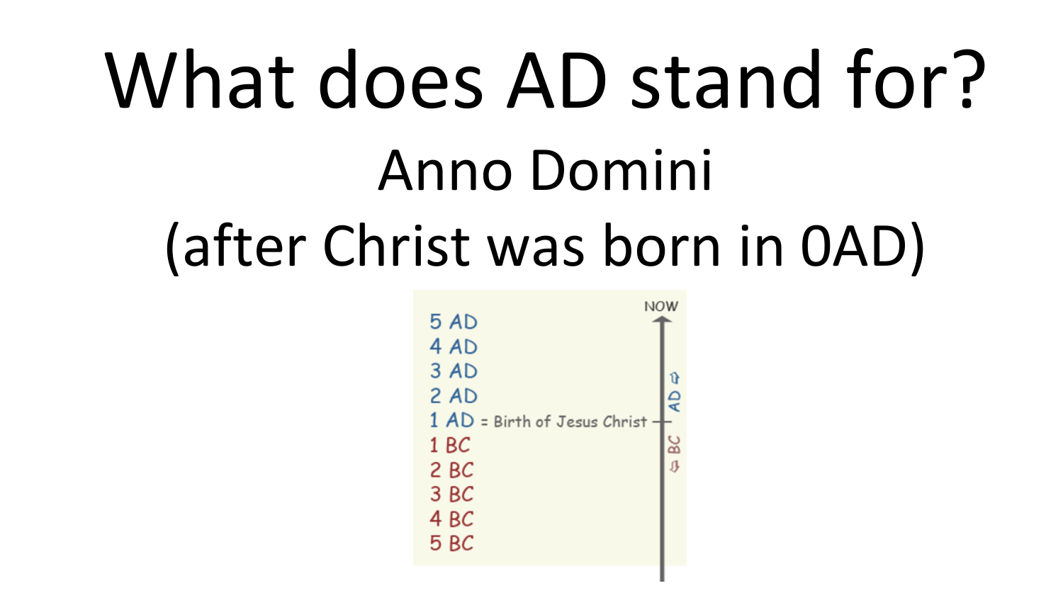# What does AD stand for?

Anno Domini

(after Christ was born in 0AD)

5 AD
4 AD
3 AD
2 AD
1 AD = Birth of Jesus Christ
1 BC
2 BC
3 BC
4 BC
5 BC

NOW

AD ⇧

⇩ BC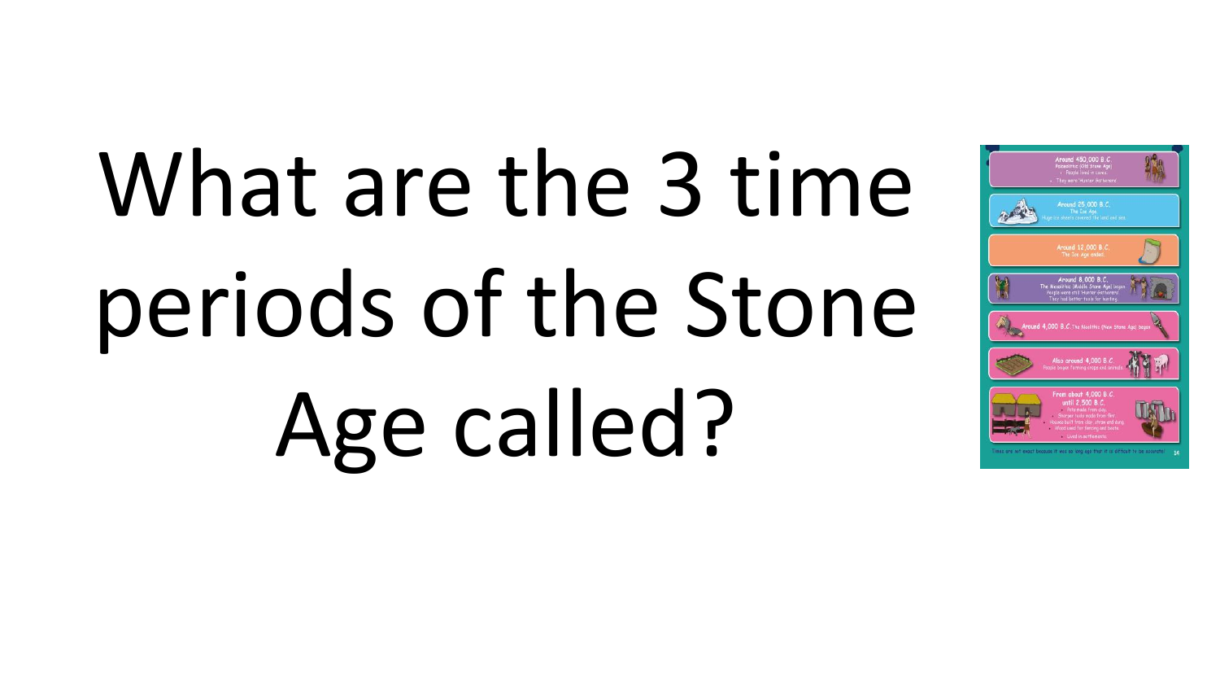# What are the 3 time periods of the Stone Age called?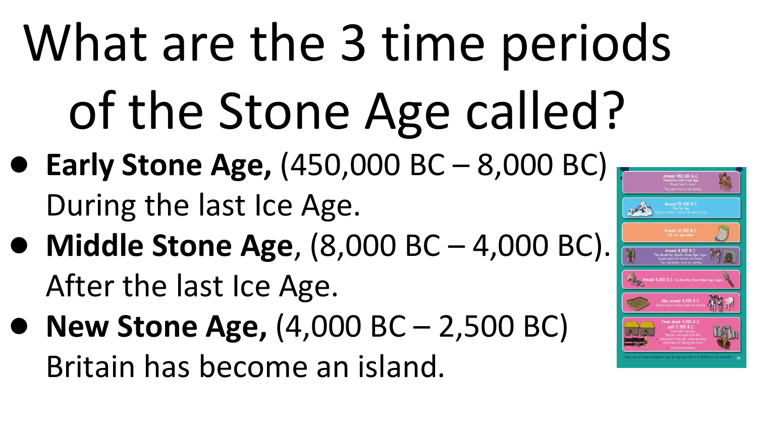# What are the 3 time periods of the Stone Age called?

- **Early Stone Age,** (450,000 BC – 8,000 BC) During the last Ice Age.
- **Middle Stone Age**, (8,000 BC – 4,000 BC). After the last Ice Age.
- **New Stone Age,** (4,000 BC – 2,500 BC) Britain has become an island.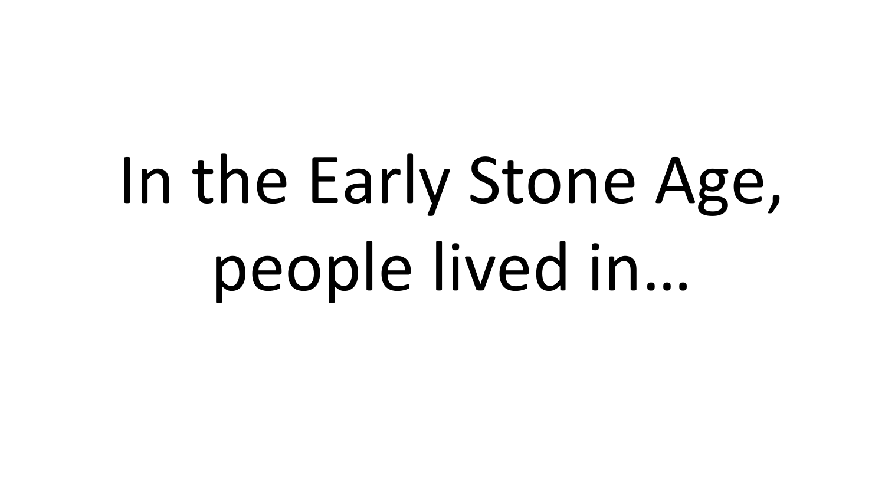In the Early Stone Age, people lived in…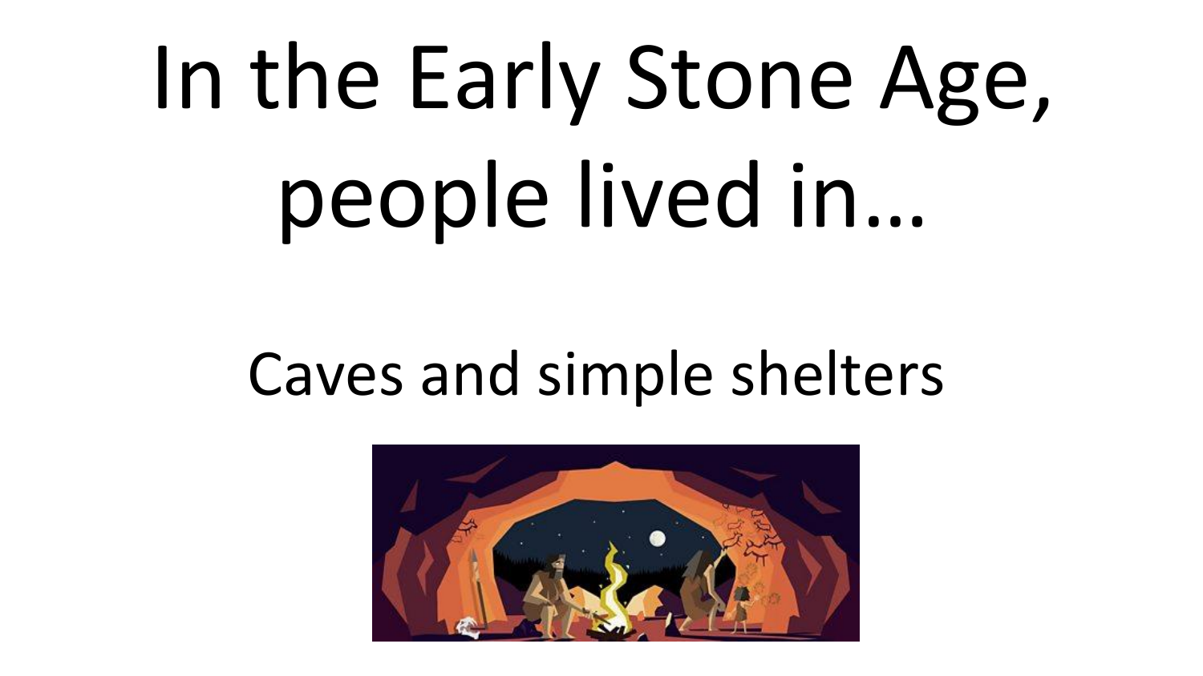# In the Early Stone Age, people lived in…

Caves and simple shelters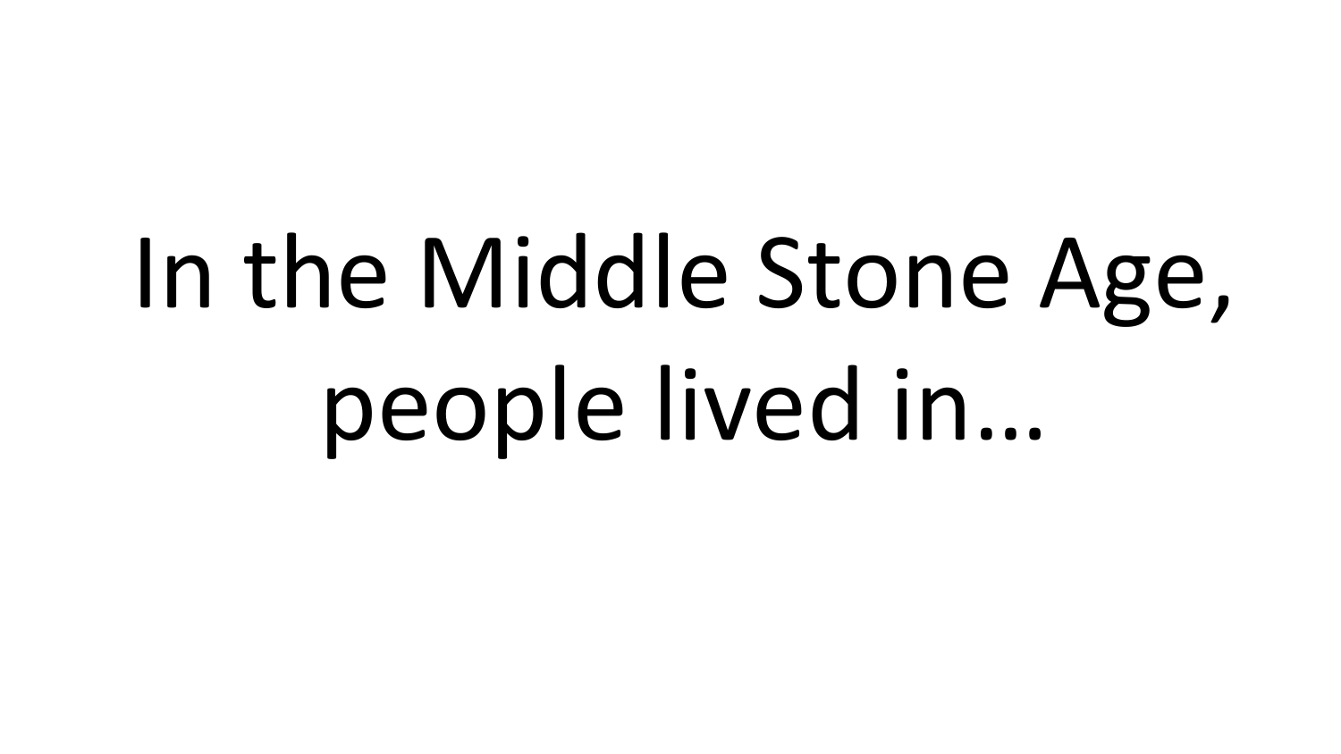In the Middle Stone Age, people lived in…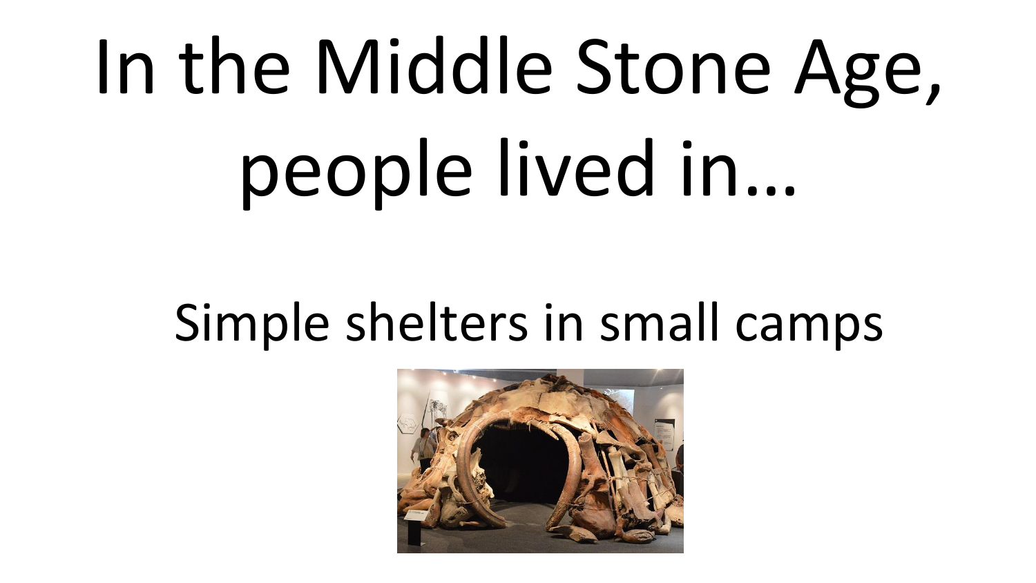# In the Middle Stone Age, people lived in…

Simple shelters in small camps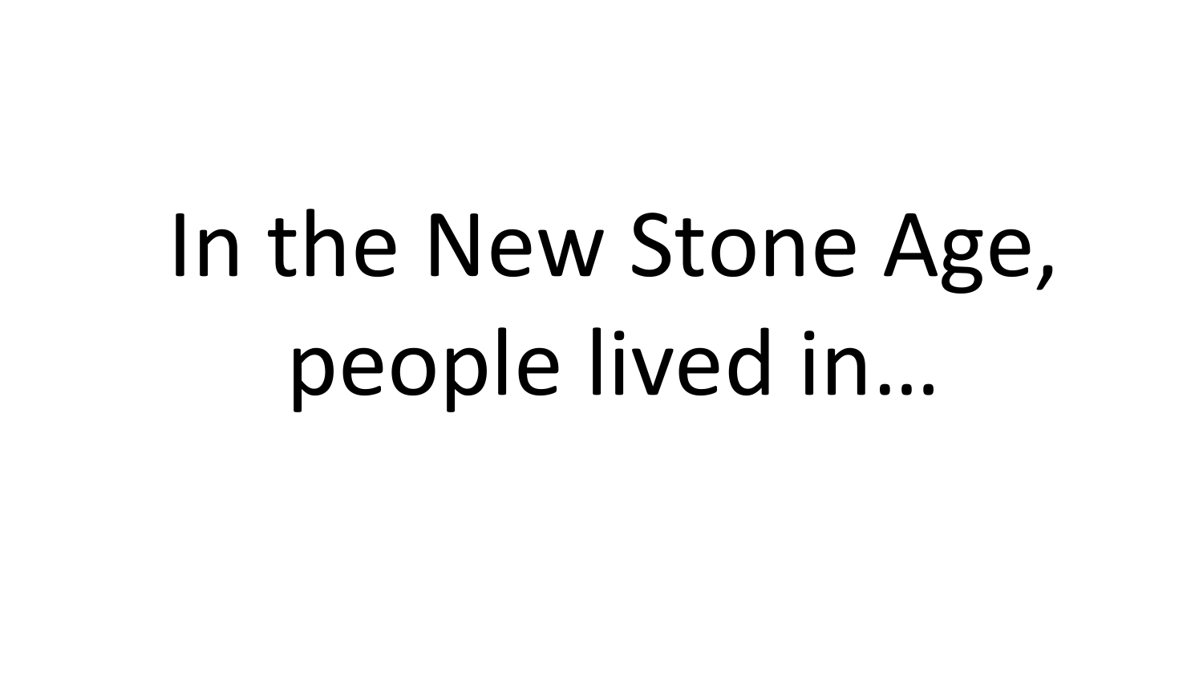In the New Stone Age, people lived in…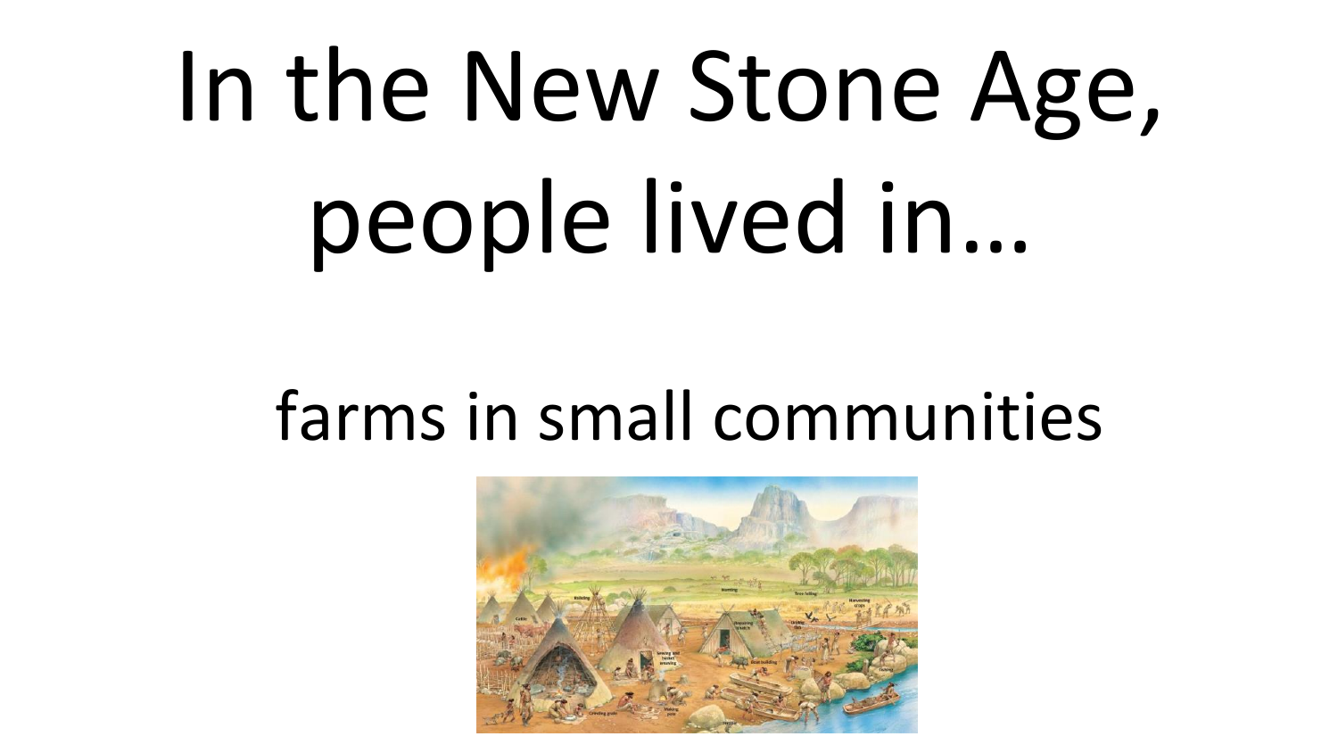# In the New Stone Age, people lived in…

farms in small communities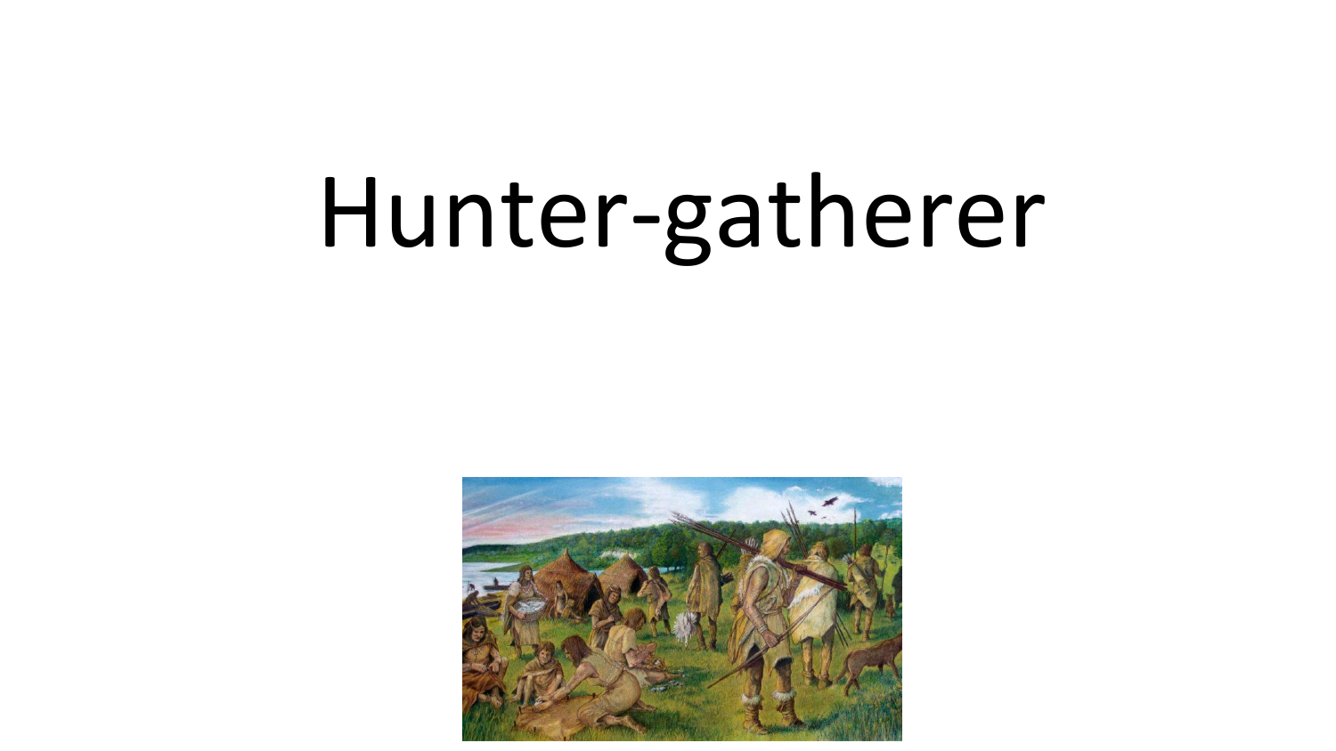# Hunter-gatherer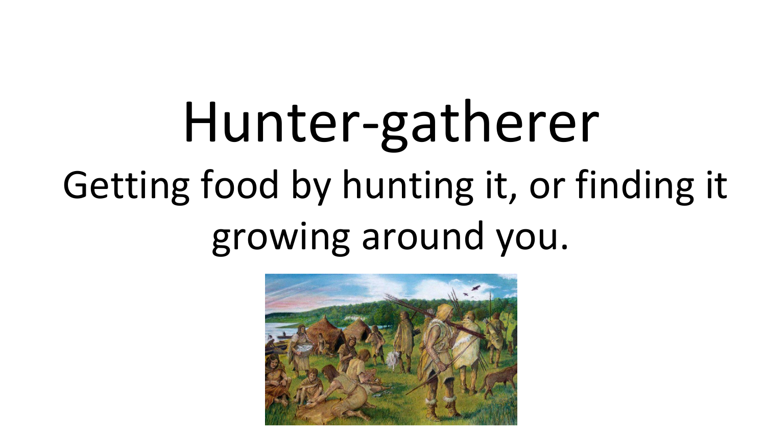# Hunter-gatherer

Getting food by hunting it, or finding it growing around you.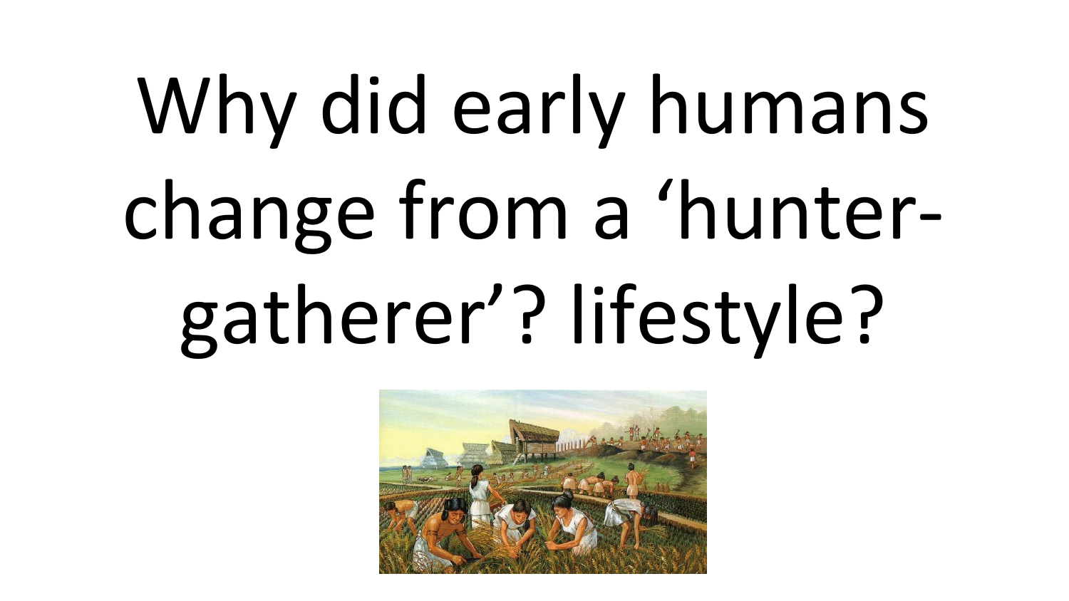# Why did early humans change from a 'hunter-gatherer'? lifestyle?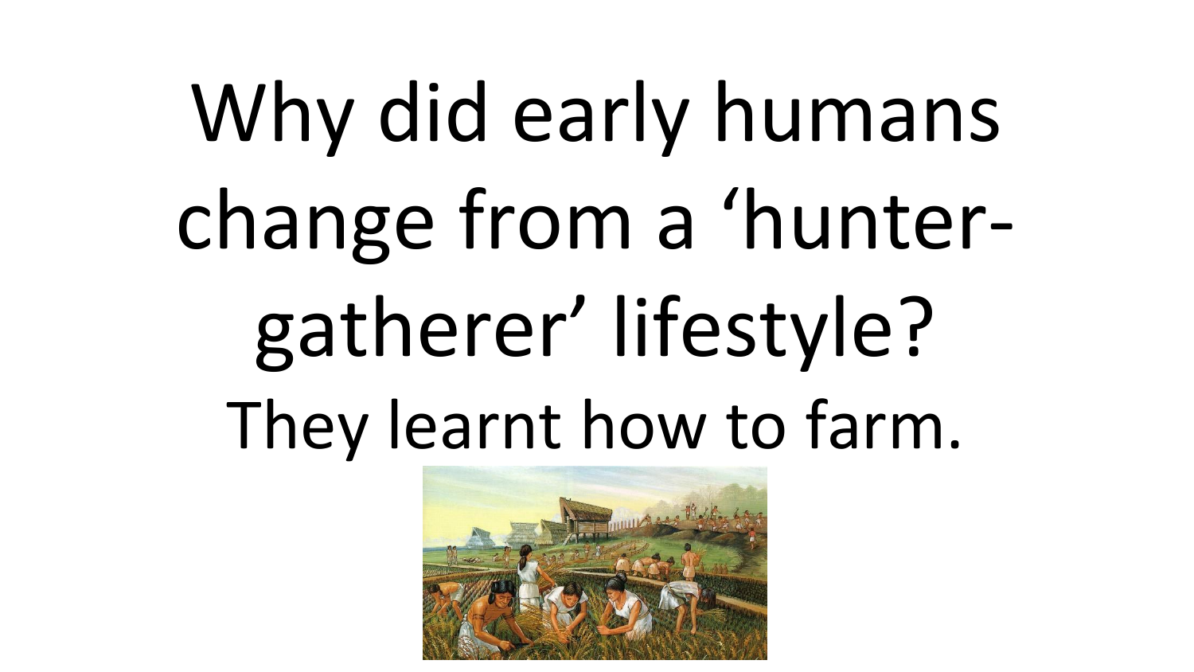# Why did early humans change from a 'hunter-gatherer' lifestyle?

They learnt how to farm.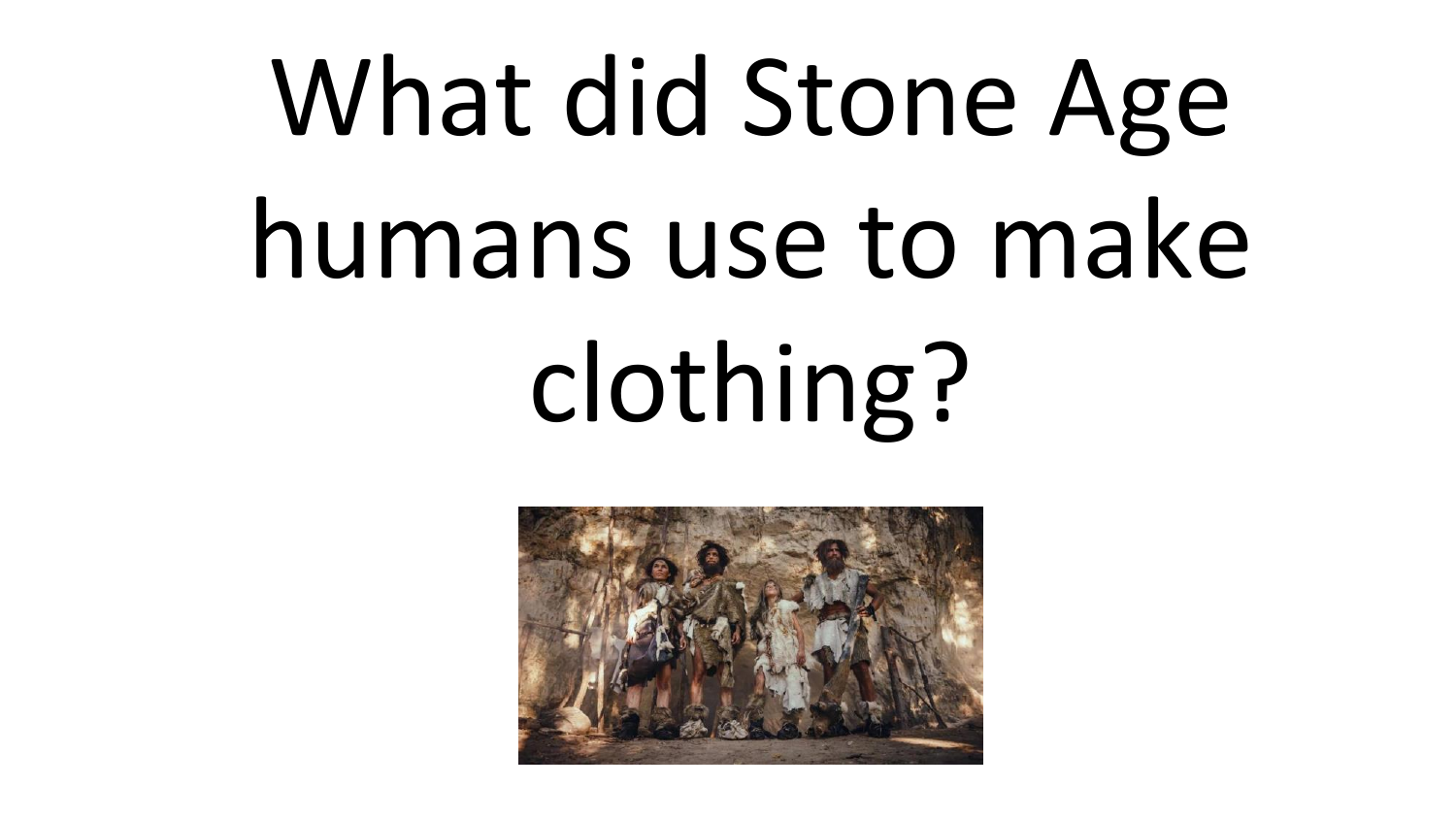# What did Stone Age humans use to make clothing?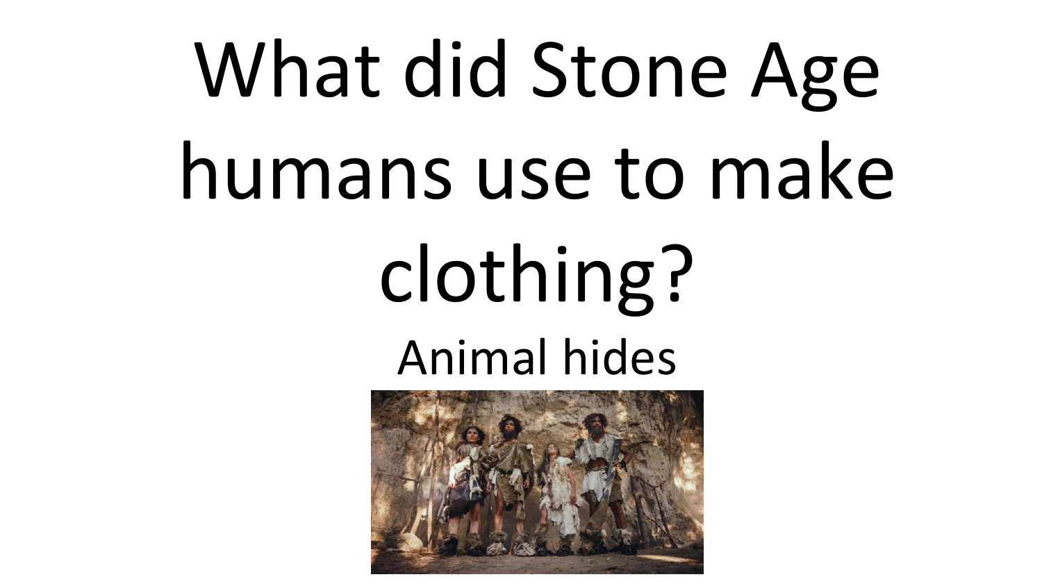# What did Stone Age humans use to make clothing?

Animal hides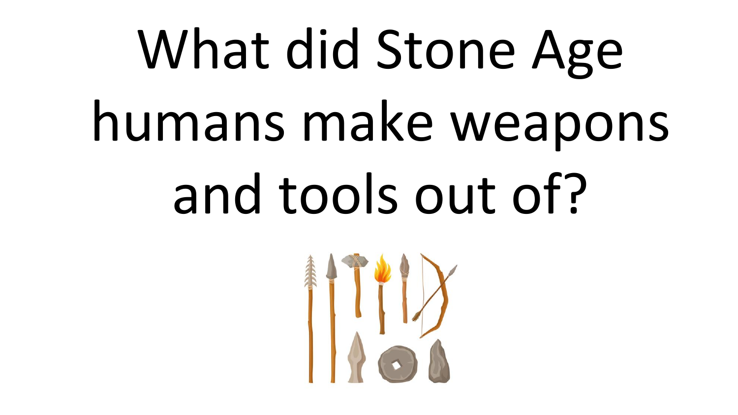# What did Stone Age humans make weapons and tools out of?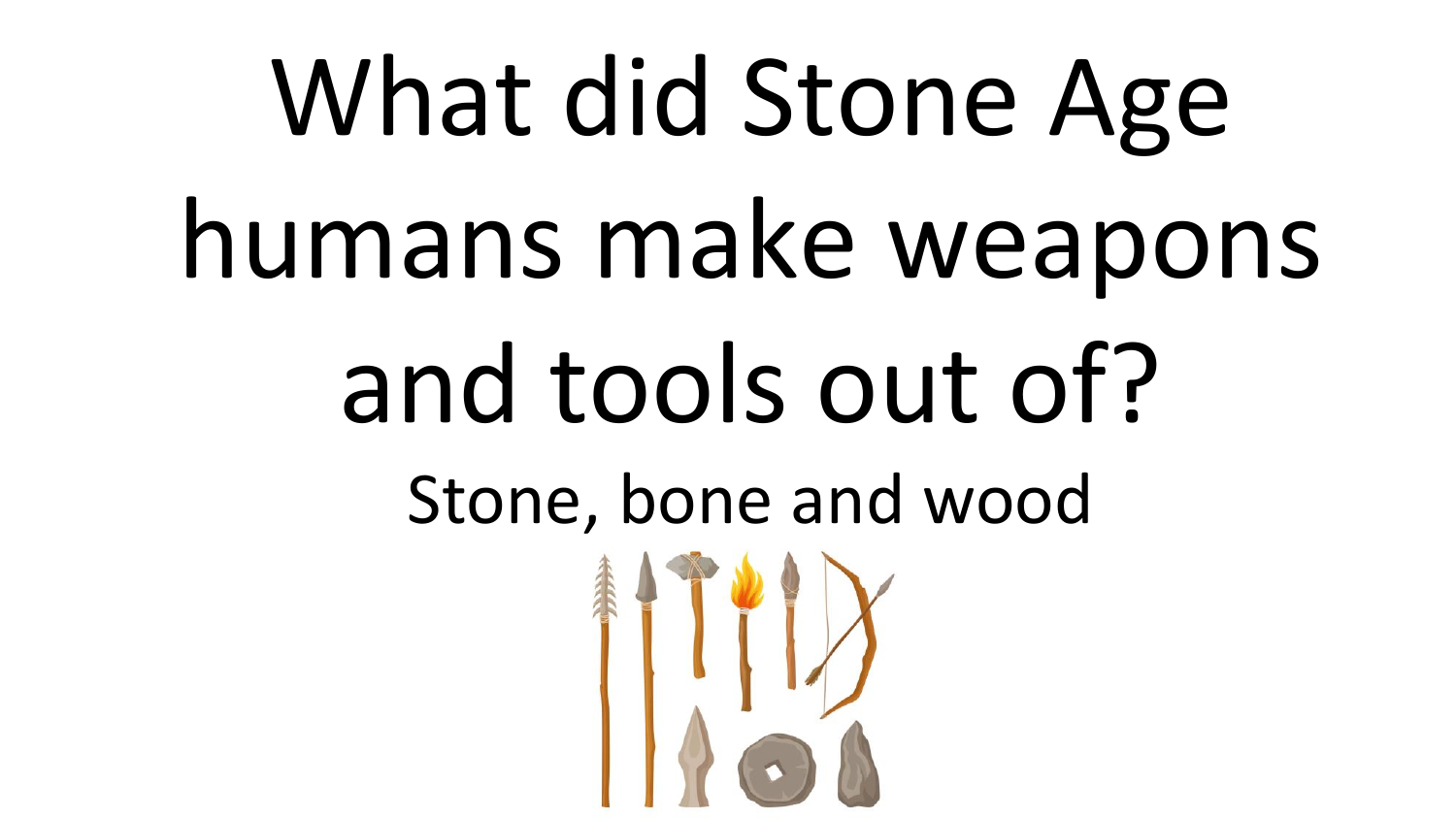# What did Stone Age humans make weapons and tools out of?

Stone, bone and wood